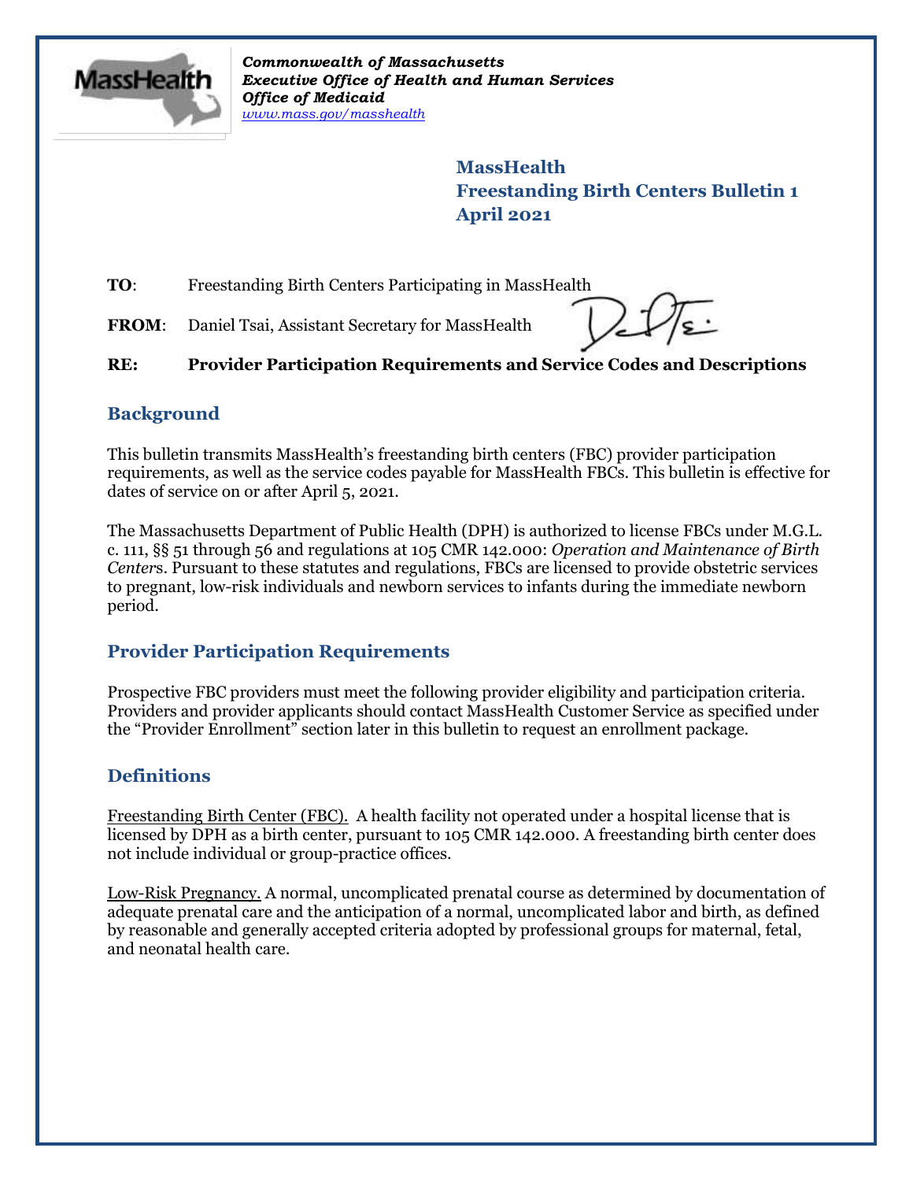*Commonwealth of Massachusetts*
***Executive Office of Health and Human Services***
***Office of Medicaid***
*www.mass.gov/masshealth*

**MassHealth**
**Freestanding Birth Centers Bulletin 1**
**April 2021**

**TO**: Freestanding Birth Centers Participating in MassHealth

**FROM**: Daniel Tsai, Assistant Secretary for MassHealth

**RE: Provider Participation Requirements and Service Codes and Descriptions**

## Background

This bulletin transmits MassHealth's freestanding birth centers (FBC) provider participation requirements, as well as the service codes payable for MassHealth FBCs. This bulletin is effective for dates of service on or after April 5, 2021.

The Massachusetts Department of Public Health (DPH) is authorized to license FBCs under M.G.L. c. 111, §§ 51 through 56 and regulations at 105 CMR 142.000: *Operation and Maintenance of Birth Centers*. Pursuant to these statutes and regulations, FBCs are licensed to provide obstetric services to pregnant, low-risk individuals and newborn services to infants during the immediate newborn period.

## Provider Participation Requirements

Prospective FBC providers must meet the following provider eligibility and participation criteria. Providers and provider applicants should contact MassHealth Customer Service as specified under the "Provider Enrollment" section later in this bulletin to request an enrollment package.

## Definitions

Freestanding Birth Center (FBC). A health facility not operated under a hospital license that is licensed by DPH as a birth center, pursuant to 105 CMR 142.000. A freestanding birth center does not include individual or group-practice offices.

Low-Risk Pregnancy. A normal, uncomplicated prenatal course as determined by documentation of adequate prenatal care and the anticipation of a normal, uncomplicated labor and birth, as defined by reasonable and generally accepted criteria adopted by professional groups for maternal, fetal, and neonatal health care.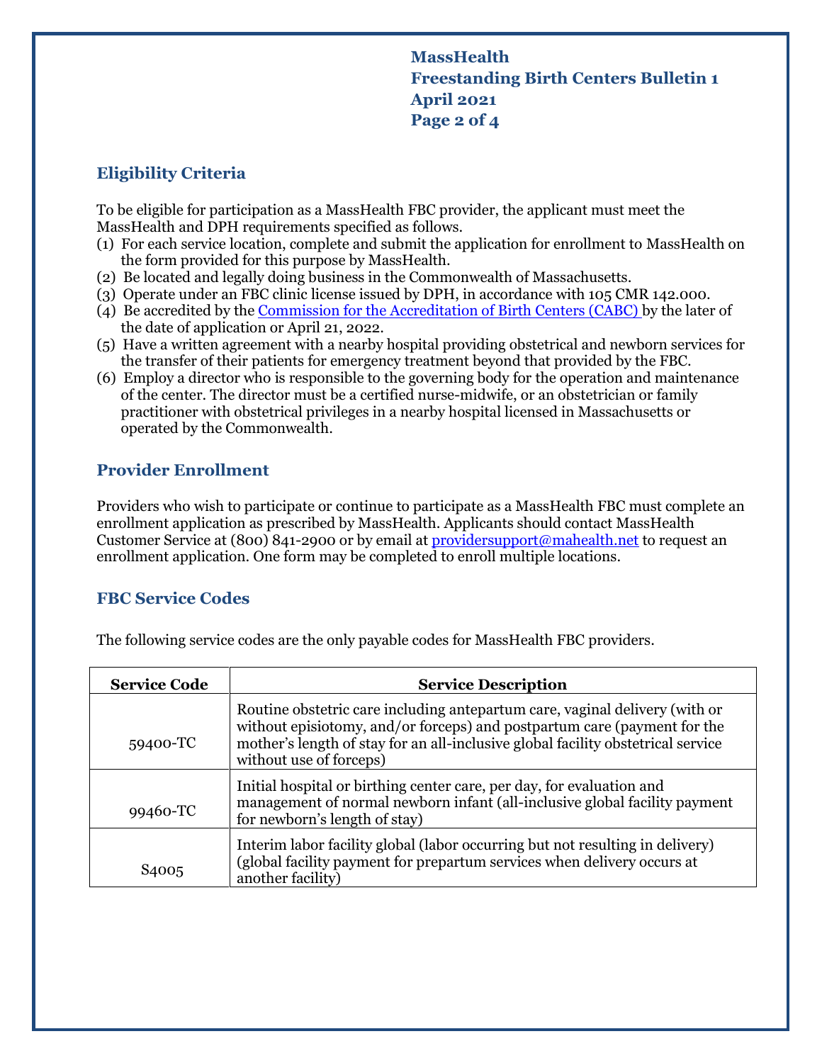## Eligibility Criteria

To be eligible for participation as a MassHealth FBC provider, the applicant must meet the MassHealth and DPH requirements specified as follows.

(1) For each service location, complete and submit the application for enrollment to MassHealth on the form provided for this purpose by MassHealth.
(2) Be located and legally doing business in the Commonwealth of Massachusetts.
(3) Operate under an FBC clinic license issued by DPH, in accordance with 105 CMR 142.000.
(4) Be accredited by the Commission for the Accreditation of Birth Centers (CABC) by the later of the date of application or April 21, 2022.
(5) Have a written agreement with a nearby hospital providing obstetrical and newborn services for the transfer of their patients for emergency treatment beyond that provided by the FBC.
(6) Employ a director who is responsible to the governing body for the operation and maintenance of the center. The director must be a certified nurse-midwife, or an obstetrician or family practitioner with obstetrical privileges in a nearby hospital licensed in Massachusetts or operated by the Commonwealth.

## Provider Enrollment

Providers who wish to participate or continue to participate as a MassHealth FBC must complete an enrollment application as prescribed by MassHealth. Applicants should contact MassHealth Customer Service at (800) 841-2900 or by email at providersupport@mahealth.net to request an enrollment application. One form may be completed to enroll multiple locations.

## FBC Service Codes

The following service codes are the only payable codes for MassHealth FBC providers.

| Service Code | Service Description |
|---|---|
| 59400-TC | Routine obstetric care including antepartum care, vaginal delivery (with or without episiotomy, and/or forceps) and postpartum care (payment for the mother's length of stay for an all-inclusive global facility obstetrical service without use of forceps) |
| 99460-TC | Initial hospital or birthing center care, per day, for evaluation and management of normal newborn infant (all-inclusive global facility payment for newborn's length of stay) |
| S4005 | Interim labor facility global (labor occurring but not resulting in delivery) (global facility payment for prepartum services when delivery occurs at another facility) |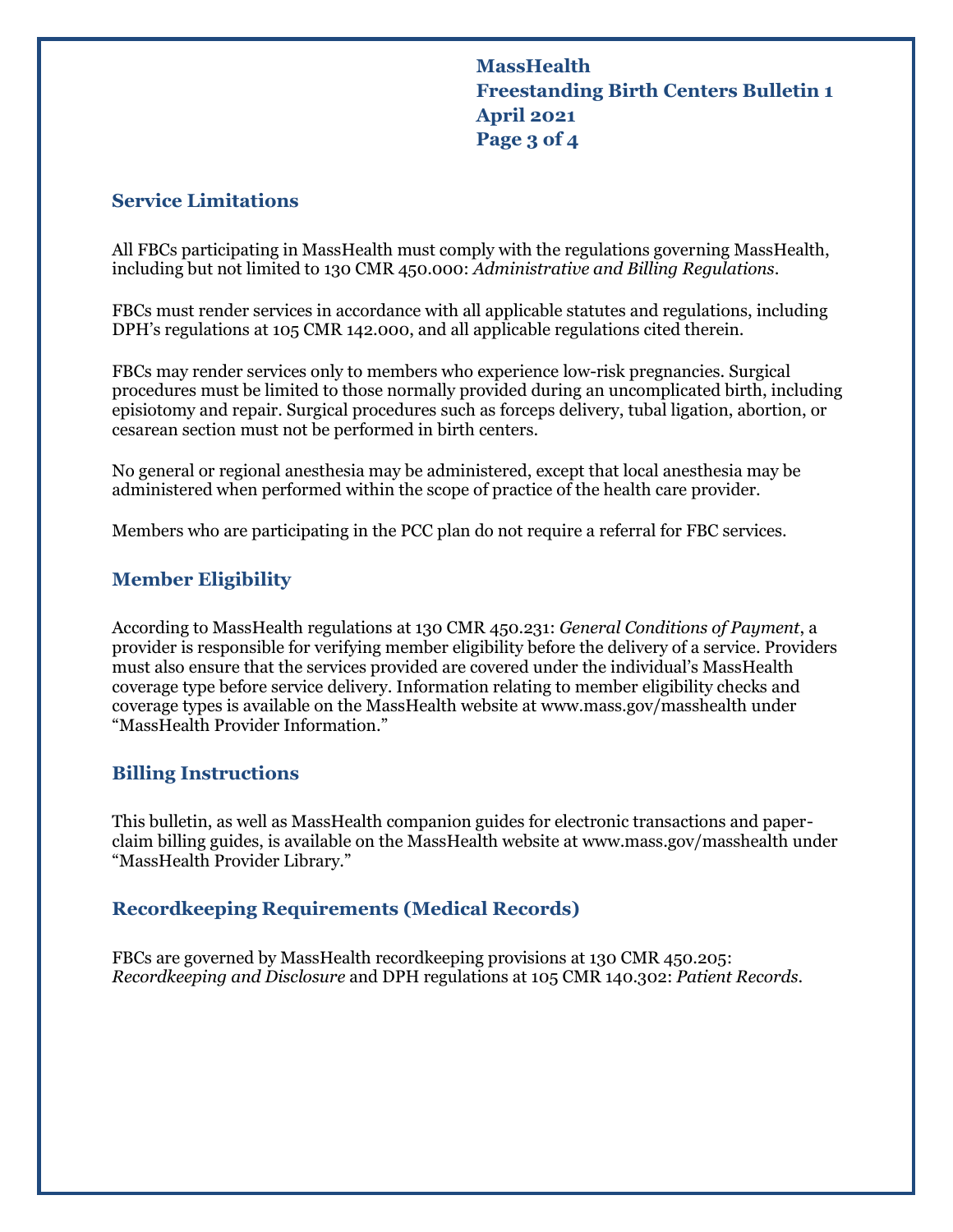## Service Limitations

All FBCs participating in MassHealth must comply with the regulations governing MassHealth, including but not limited to 130 CMR 450.000: *Administrative and Billing Regulations*.

FBCs must render services in accordance with all applicable statutes and regulations, including DPH's regulations at 105 CMR 142.000, and all applicable regulations cited therein.

FBCs may render services only to members who experience low-risk pregnancies. Surgical procedures must be limited to those normally provided during an uncomplicated birth, including episiotomy and repair. Surgical procedures such as forceps delivery, tubal ligation, abortion, or cesarean section must not be performed in birth centers.

No general or regional anesthesia may be administered, except that local anesthesia may be administered when performed within the scope of practice of the health care provider.

Members who are participating in the PCC plan do not require a referral for FBC services.

## Member Eligibility

According to MassHealth regulations at 130 CMR 450.231: *General Conditions of Payment*, a provider is responsible for verifying member eligibility before the delivery of a service. Providers must also ensure that the services provided are covered under the individual's MassHealth coverage type before service delivery. Information relating to member eligibility checks and coverage types is available on the MassHealth website at www.mass.gov/masshealth under "MassHealth Provider Information."

## Billing Instructions

This bulletin, as well as MassHealth companion guides for electronic transactions and paper-claim billing guides, is available on the MassHealth website at www.mass.gov/masshealth under "MassHealth Provider Library."

## Recordkeeping Requirements (Medical Records)

FBCs are governed by MassHealth recordkeeping provisions at 130 CMR 450.205: *Recordkeeping and Disclosure* and DPH regulations at 105 CMR 140.302: *Patient Records*.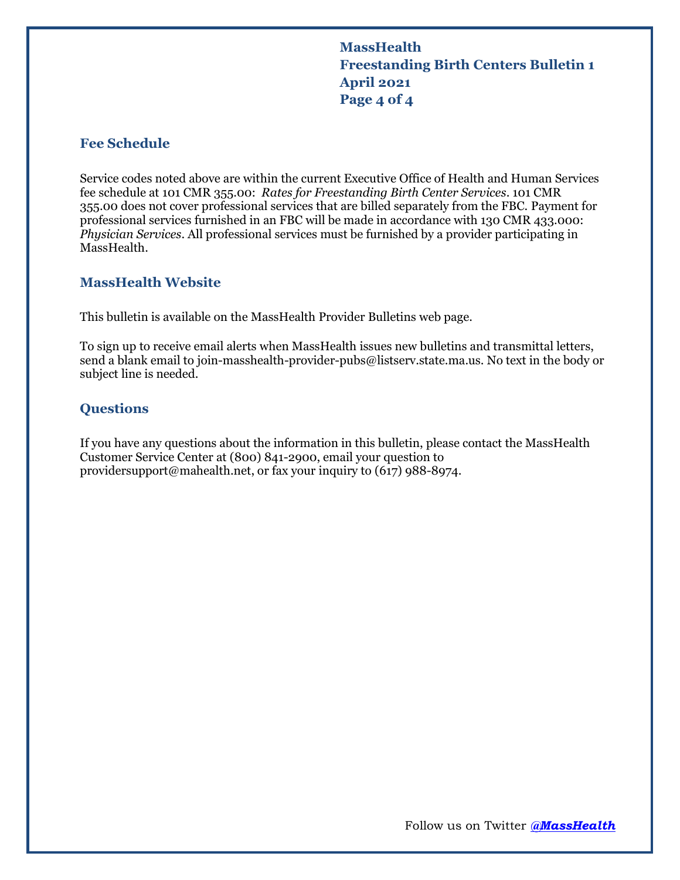## Fee Schedule

Service codes noted above are within the current Executive Office of Health and Human Services fee schedule at 101 CMR 355.00: *Rates for Freestanding Birth Center Services*. 101 CMR 355.00 does not cover professional services that are billed separately from the FBC. Payment for professional services furnished in an FBC will be made in accordance with 130 CMR 433.000: *Physician Services*. All professional services must be furnished by a provider participating in MassHealth.

## MassHealth Website

This bulletin is available on the MassHealth Provider Bulletins web page.

To sign up to receive email alerts when MassHealth issues new bulletins and transmittal letters, send a blank email to join-masshealth-provider-pubs@listserv.state.ma.us. No text in the body or subject line is needed.

## Questions

If you have any questions about the information in this bulletin, please contact the MassHealth Customer Service Center at (800) 841-2900, email your question to providersupport@mahealth.net, or fax your inquiry to (617) 988-8974.

Follow us on Twitter ***@MassHealth***